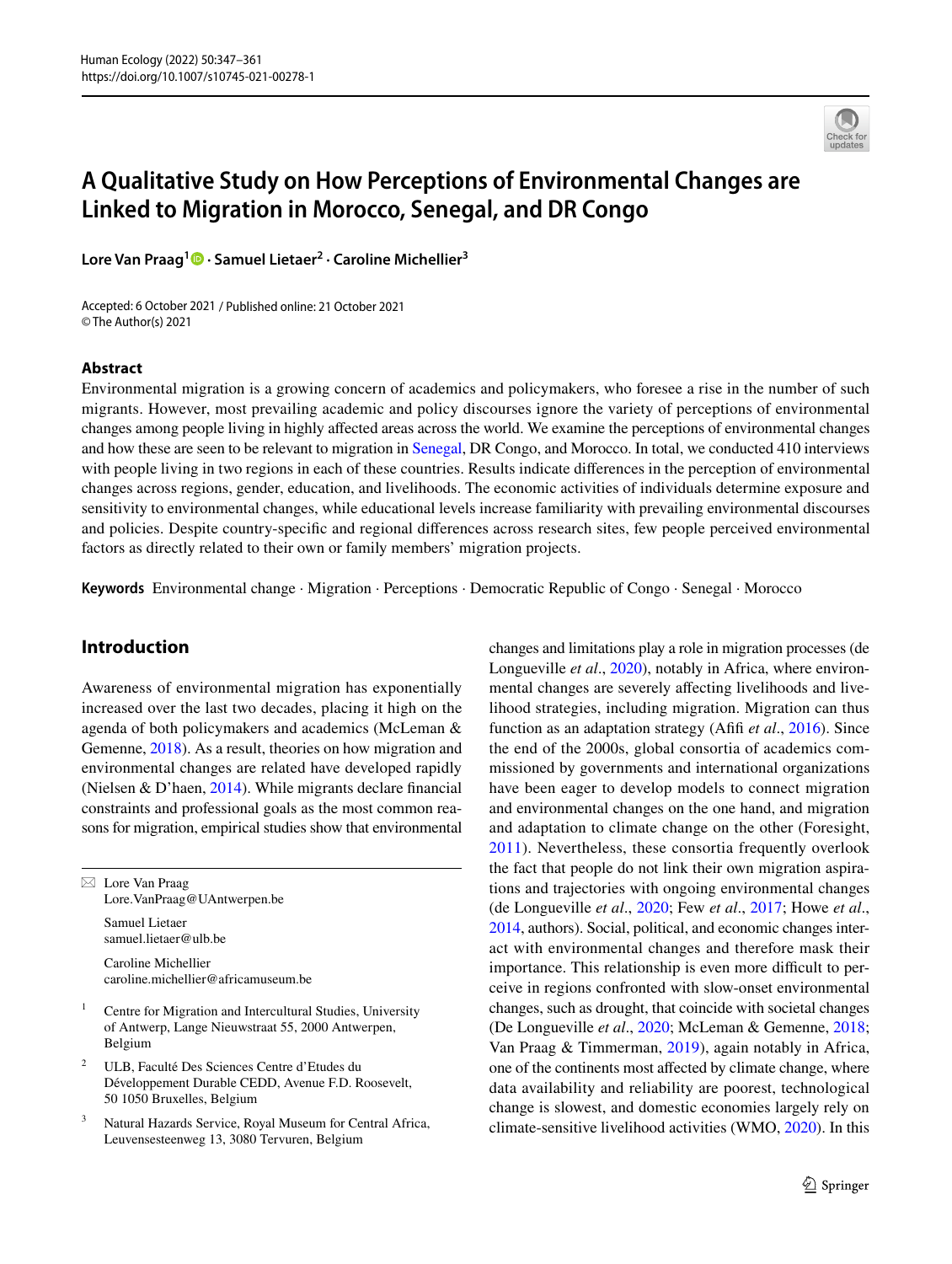# A Qualitative Study on How Perceptions of Environmental Changes are Linked to Migration in Morocco, Senegal, and DR Congo

**Lore Van Praag**[1] · **Samuel Lietaer**[2] · **Caroline Michellier**[3]

Accepted: 6 October 2021 / Published online: 21 October 2021
© The Author(s) 2021

## Abstract

Environmental migration is a growing concern of academics and policymakers, who foresee a rise in the number of such migrants. However, most prevailing academic and policy discourses ignore the variety of perceptions of environmental changes among people living in highly affected areas across the world. We examine the perceptions of environmental changes and how these are seen to be relevant to migration in Senegal, DR Congo, and Morocco. In total, we conducted 410 interviews with people living in two regions in each of these countries. Results indicate differences in the perception of environmental changes across regions, gender, education, and livelihoods. The economic activities of individuals determine exposure and sensitivity to environmental changes, while educational levels increase familiarity with prevailing environmental discourses and policies. Despite country-specific and regional differences across research sites, few people perceived environmental factors as directly related to their own or family members' migration projects.

**Keywords** Environmental change · Migration · Perceptions · Democratic Republic of Congo · Senegal · Morocco

## Introduction

Awareness of environmental migration has exponentially increased over the last two decades, placing it high on the agenda of both policymakers and academics (McLeman & Gemenne, 2018). As a result, theories on how migration and environmental changes are related have developed rapidly (Nielsen & D'haen, 2014). While migrants declare financial constraints and professional goals as the most common reasons for migration, empirical studies show that environmental changes and limitations play a role in migration processes (de Longueville *et al*., 2020), notably in Africa, where environmental changes are severely affecting livelihoods and livelihood strategies, including migration. Migration can thus function as an adaptation strategy (Afifi *et al*., 2016). Since the end of the 2000s, global consortia of academics commissioned by governments and international organizations have been eager to develop models to connect migration and environmental changes on the one hand, and migration and adaptation to climate change on the other (Foresight, 2011). Nevertheless, these consortia frequently overlook the fact that people do not link their own migration aspirations and trajectories with ongoing environmental changes (de Longueville *et al*., 2020; Few *et al*., 2017; Howe *et al*., 2014, authors). Social, political, and economic changes interact with environmental changes and therefore mask their importance. This relationship is even more difficult to perceive in regions confronted with slow-onset environmental changes, such as drought, that coincide with societal changes (De Longueville *et al*., 2020; McLeman & Gemenne, 2018; Van Praag & Timmerman, 2019), again notably in Africa, one of the continents most affected by climate change, where data availability and reliability are poorest, technological change is slowest, and domestic economies largely rely on climate-sensitive livelihood activities (WMO, 2020). In this

---

✉ Lore Van Praag
Lore.VanPraag@UAntwerpen.be

Samuel Lietaer
samuel.lietaer@ulb.be

Caroline Michellier
caroline.michellier@africamuseum.be

[1] Centre for Migration and Intercultural Studies, University of Antwerp, Lange Nieuwstraat 55, 2000 Antwerpen, Belgium

[2] ULB, Faculté Des Sciences Centre d'Etudes du Développement Durable CEDD, Avenue F.D. Roosevelt, 50 1050 Bruxelles, Belgium

[3] Natural Hazards Service, Royal Museum for Central Africa, Leuvensesteenweg 13, 3080 Tervuren, Belgium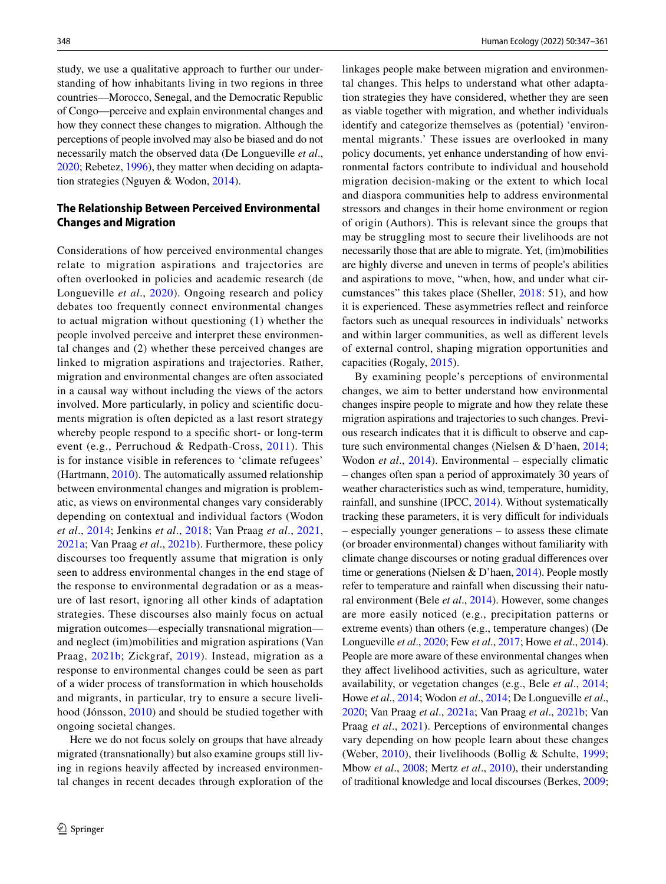study, we use a qualitative approach to further our understanding of how inhabitants living in two regions in three countries—Morocco, Senegal, and the Democratic Republic of Congo—perceive and explain environmental changes and how they connect these changes to migration. Although the perceptions of people involved may also be biased and do not necessarily match the observed data (De Longueville *et al*., 2020; Rebetez, 1996), they matter when deciding on adaptation strategies (Nguyen & Wodon, 2014).

## The Relationship Between Perceived Environmental Changes and Migration

Considerations of how perceived environmental changes relate to migration aspirations and trajectories are often overlooked in policies and academic research (de Longueville *et al*., 2020). Ongoing research and policy debates too frequently connect environmental changes to actual migration without questioning (1) whether the people involved perceive and interpret these environmental changes and (2) whether these perceived changes are linked to migration aspirations and trajectories. Rather, migration and environmental changes are often associated in a causal way without including the views of the actors involved. More particularly, in policy and scientific documents migration is often depicted as a last resort strategy whereby people respond to a specific short- or long-term event (e.g., Perruchoud & Redpath-Cross, 2011). This is for instance visible in references to 'climate refugees' (Hartmann, 2010). The automatically assumed relationship between environmental changes and migration is problematic, as views on environmental changes vary considerably depending on contextual and individual factors (Wodon *et al*., 2014; Jenkins *et al*., 2018; Van Praag *et al*., 2021, 2021a; Van Praag *et al*., 2021b). Furthermore, these policy discourses too frequently assume that migration is only seen to address environmental changes in the end stage of the response to environmental degradation or as a measure of last resort, ignoring all other kinds of adaptation strategies. These discourses also mainly focus on actual migration outcomes—especially transnational migration—and neglect (im)mobilities and migration aspirations (Van Praag, 2021b; Zickgraf, 2019). Instead, migration as a response to environmental changes could be seen as part of a wider process of transformation in which households and migrants, in particular, try to ensure a secure livelihood (Jónsson, 2010) and should be studied together with ongoing societal changes.

Here we do not focus solely on groups that have already migrated (transnationally) but also examine groups still living in regions heavily affected by increased environmental changes in recent decades through exploration of the linkages people make between migration and environmental changes. This helps to understand what other adaptation strategies they have considered, whether they are seen as viable together with migration, and whether individuals identify and categorize themselves as (potential) 'environmental migrants.' These issues are overlooked in many policy documents, yet enhance understanding of how environmental factors contribute to individual and household migration decision-making or the extent to which local and diaspora communities help to address environmental stressors and changes in their home environment or region of origin (Authors). This is relevant since the groups that may be struggling most to secure their livelihoods are not necessarily those that are able to migrate. Yet, (im)mobilities are highly diverse and uneven in terms of people's abilities and aspirations to move, "when, how, and under what circumstances" this takes place (Sheller, 2018: 51), and how it is experienced. These asymmetries reflect and reinforce factors such as unequal resources in individuals' networks and within larger communities, as well as different levels of external control, shaping migration opportunities and capacities (Rogaly, 2015).

By examining people's perceptions of environmental changes, we aim to better understand how environmental changes inspire people to migrate and how they relate these migration aspirations and trajectories to such changes. Previous research indicates that it is difficult to observe and capture such environmental changes (Nielsen & D'haen, 2014; Wodon *et al*., 2014). Environmental – especially climatic – changes often span a period of approximately 30 years of weather characteristics such as wind, temperature, humidity, rainfall, and sunshine (IPCC, 2014). Without systematically tracking these parameters, it is very difficult for individuals – especially younger generations – to assess these climate (or broader environmental) changes without familiarity with climate change discourses or noting gradual differences over time or generations (Nielsen & D'haen, 2014). People mostly refer to temperature and rainfall when discussing their natural environment (Bele *et al*., 2014). However, some changes are more easily noticed (e.g., precipitation patterns or extreme events) than others (e.g., temperature changes) (De Longueville *et al*., 2020; Few *et al*., 2017; Howe *et al*., 2014). People are more aware of these environmental changes when they affect livelihood activities, such as agriculture, water availability, or vegetation changes (e.g., Bele *et al*., 2014; Howe *et al*., 2014; Wodon *et al*., 2014; De Longueville *et al*., 2020; Van Praag *et al*., 2021a; Van Praag *et al*., 2021b; Van Praag *et al*., 2021). Perceptions of environmental changes vary depending on how people learn about these changes (Weber, 2010), their livelihoods (Bollig & Schulte, 1999; Mbow *et al*., 2008; Mertz *et al*., 2010), their understanding of traditional knowledge and local discourses (Berkes, 2009;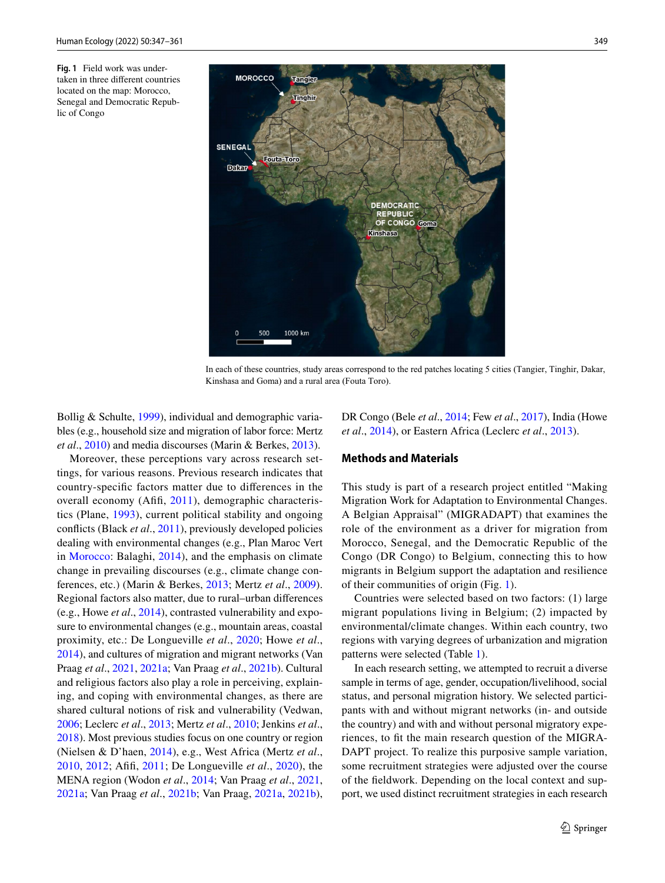**Fig. 1** Field work was undertaken in three different countries located on the map: Morocco, Senegal and Democratic Republic of Congo

In each of these countries, study areas correspond to the red patches locating 5 cities (Tangier, Tinghir, Dakar, Kinshasa and Goma) and a rural area (Fouta Toro).

Bollig & Schulte, 1999), individual and demographic variables (e.g., household size and migration of labor force: Mertz *et al*., 2010) and media discourses (Marin & Berkes, 2013).

Moreover, these perceptions vary across research settings, for various reasons. Previous research indicates that country-specific factors matter due to differences in the overall economy (Afifi, 2011), demographic characteristics (Plane, 1993), current political stability and ongoing conflicts (Black *et al*., 2011), previously developed policies dealing with environmental changes (e.g., Plan Maroc Vert in Morocco: Balaghi, 2014), and the emphasis on climate change in prevailing discourses (e.g., climate change conferences, etc.) (Marin & Berkes, 2013; Mertz *et al*., 2009). Regional factors also matter, due to rural–urban differences (e.g., Howe *et al*., 2014), contrasted vulnerability and exposure to environmental changes (e.g., mountain areas, coastal proximity, etc.: De Longueville *et al*., 2020; Howe *et al*., 2014), and cultures of migration and migrant networks (Van Praag *et al*., 2021, 2021a; Van Praag *et al*., 2021b). Cultural and religious factors also play a role in perceiving, explaining, and coping with environmental changes, as there are shared cultural notions of risk and vulnerability (Vedwan, 2006; Leclerc *et al*., 2013; Mertz *et al*., 2010; Jenkins *et al*., 2018). Most previous studies focus on one country or region (Nielsen & D'haen, 2014), e.g., West Africa (Mertz *et al*., 2010, 2012; Afifi, 2011; De Longueville *et al*., 2020), the MENA region (Wodon *et al*., 2014; Van Praag *et al*., 2021, 2021a; Van Praag *et al*., 2021b; Van Praag, 2021a, 2021b), DR Congo (Bele *et al*., 2014; Few *et al*., 2017), India (Howe *et al*., 2014), or Eastern Africa (Leclerc *et al*., 2013).

## Methods and Materials

This study is part of a research project entitled "Making Migration Work for Adaptation to Environmental Changes. A Belgian Appraisal" (MIGRADAPT) that examines the role of the environment as a driver for migration from Morocco, Senegal, and the Democratic Republic of the Congo (DR Congo) to Belgium, connecting this to how migrants in Belgium support the adaptation and resilience of their communities of origin (Fig. 1).

Countries were selected based on two factors: (1) large migrant populations living in Belgium; (2) impacted by environmental/climate changes. Within each country, two regions with varying degrees of urbanization and migration patterns were selected (Table 1).

In each research setting, we attempted to recruit a diverse sample in terms of age, gender, occupation/livelihood, social status, and personal migration history. We selected participants with and without migrant networks (in- and outside the country) and with and without personal migratory experiences, to fit the main research question of the MIGRADAPT project. To realize this purposive sample variation, some recruitment strategies were adjusted over the course of the fieldwork. Depending on the local context and support, we used distinct recruitment strategies in each research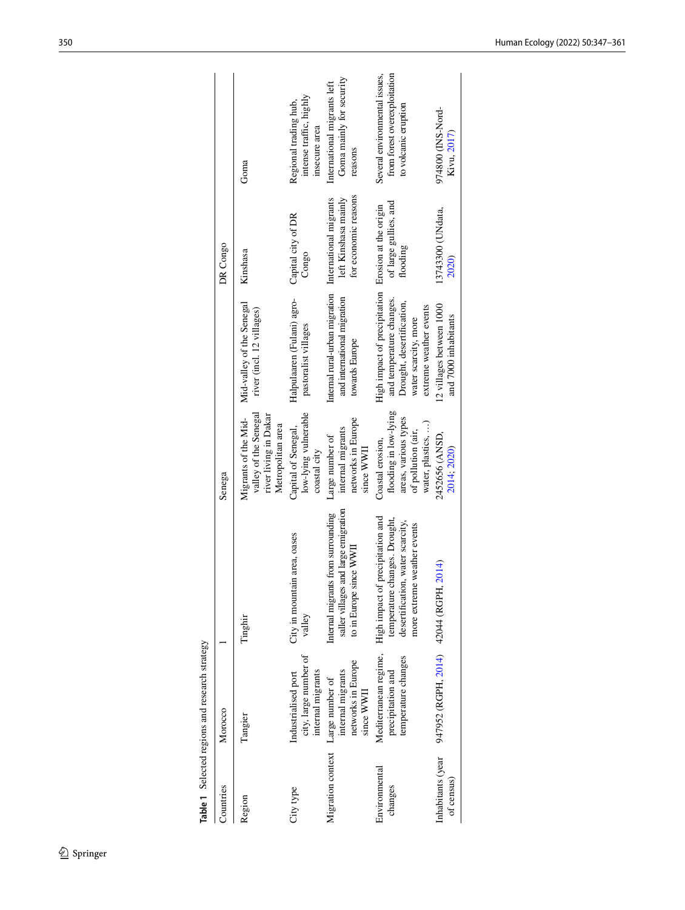**Table 1** Selected regions and research strategy

| Countries | Morocco | | Senega | | DR Congo | |
|---|---|---|---|---|---|---|
| Region | Tangier | Tinghir | Migrants of the Mid-valley of the Senegal river living in Dakar Metropolitan area | Mid-valley of the Senegal river (incl. 12 villages) | Kinshasa | Goma |
| City type | Industrialised port city, large number of internal migrants | City in mountain area, oases valley | Capital of Senegal, low-lying vulnerable coastal city | Halpulaaren (Fulani) agro-pastoralist villages | Capital city of DR Congo | Regional trading hub, intense traffic, highly insecure area |
| Migration context | Large number of internal migrants networks in Europe since WWII | Internal migrants from surrounding saller villages and large emigration to in Europe since WWII | Large number of internal migrants networks in Europe since WWII | Internal rural-urban migration and international migration towards Europe | International migrants left Kinshasa mainly for economic reasons | International migrants left Goma mainly for security reasons |
| Environmental changes | Mediterranean regime, precipitation and temperature changes | High impact of precipitation and temperature changes. Drought, desertification, water scarcity, more extreme weather events | Coastal erosion, flooding in low-lying areas, various types of pollution (air, water, plastics, …) | High impact of precipitation and temperature changes. Drought, desertification, water scarcity, more extreme weather events | Erosion at the origin of large gullies, and flooding | Several environmental issues, from forest overexploitation to volcanic eruption |
| Inhabitants (year of census) | 947952 (RGPH, 2014) | 42044 (RGPH, 2014) | 2452656 (ANSD, 2014; 2020) | 12 villages between 1000 and 7000 inhabitants | 13743300 (UNdata, 2020) | 974800 (INS-Nord-Kivu, 2017) |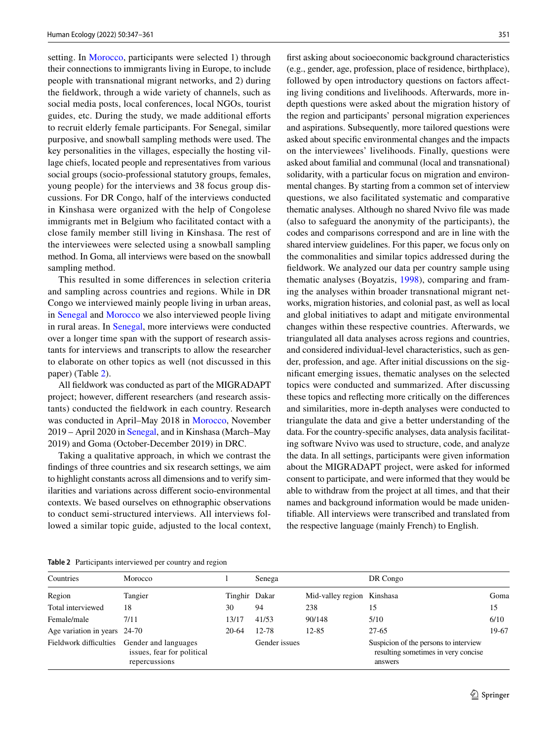setting. In Morocco, participants were selected 1) through their connections to immigrants living in Europe, to include people with transnational migrant networks, and 2) during the fieldwork, through a wide variety of channels, such as social media posts, local conferences, local NGOs, tourist guides, etc. During the study, we made additional efforts to recruit elderly female participants. For Senegal, similar purposive, and snowball sampling methods were used. The key personalities in the villages, especially the hosting village chiefs, located people and representatives from various social groups (socio-professional statutory groups, females, young people) for the interviews and 38 focus group discussions. For DR Congo, half of the interviews conducted in Kinshasa were organized with the help of Congolese immigrants met in Belgium who facilitated contact with a close family member still living in Kinshasa. The rest of the interviewees were selected using a snowball sampling method. In Goma, all interviews were based on the snowball sampling method.

This resulted in some differences in selection criteria and sampling across countries and regions. While in DR Congo we interviewed mainly people living in urban areas, in Senegal and Morocco we also interviewed people living in rural areas. In Senegal, more interviews were conducted over a longer time span with the support of research assistants for interviews and transcripts to allow the researcher to elaborate on other topics as well (not discussed in this paper) (Table 2).

All fieldwork was conducted as part of the MIGRADAPT project; however, different researchers (and research assistants) conducted the fieldwork in each country. Research was conducted in April–May 2018 in Morocco, November 2019 – April 2020 in Senegal, and in Kinshasa (March–May 2019) and Goma (October-December 2019) in DRC.

Taking a qualitative approach, in which we contrast the findings of three countries and six research settings, we aim to highlight constants across all dimensions and to verify similarities and variations across different socio-environmental contexts. We based ourselves on ethnographic observations to conduct semi-structured interviews. All interviews followed a similar topic guide, adjusted to the local context, first asking about socioeconomic background characteristics (e.g., gender, age, profession, place of residence, birthplace), followed by open introductory questions on factors affecting living conditions and livelihoods. Afterwards, more in-depth questions were asked about the migration history of the region and participants' personal migration experiences and aspirations. Subsequently, more tailored questions were asked about specific environmental changes and the impacts on the interviewees' livelihoods. Finally, questions were asked about familial and communal (local and transnational) solidarity, with a particular focus on migration and environmental changes. By starting from a common set of interview questions, we also facilitated systematic and comparative thematic analyses. Although no shared Nvivo file was made (also to safeguard the anonymity of the participants), the codes and comparisons correspond and are in line with the shared interview guidelines. For this paper, we focus only on the commonalities and similar topics addressed during the fieldwork. We analyzed our data per country sample using thematic analyses (Boyatzis, 1998), comparing and framing the analyses within broader transnational migrant networks, migration histories, and colonial past, as well as local and global initiatives to adapt and mitigate environmental changes within these respective countries. Afterwards, we triangulated all data analyses across regions and countries, and considered individual-level characteristics, such as gender, profession, and age. After initial discussions on the significant emerging issues, thematic analyses on the selected topics were conducted and summarized. After discussing these topics and reflecting more critically on the differences and similarities, more in-depth analyses were conducted to triangulate the data and give a better understanding of the data. For the country-specific analyses, data analysis facilitating software Nvivo was used to structure, code, and analyze the data. In all settings, participants were given information about the MIGRADAPT project, were asked for informed consent to participate, and were informed that they would be able to withdraw from the project at all times, and that their names and background information would be made unidentifiable. All interviews were transcribed and translated from the respective language (mainly French) to English.

**Table 2** Participants interviewed per country and region

| Countries | Morocco | | Senegal | | DR Congo | |
|---|---|---|---|---|---|---|
| Region | Tangier | Tinghir | Dakar | Mid-valley region | Kinshasa | Goma |
| Total interviewed | 18 | 30 | 94 | 238 | 15 | 15 |
| Female/male | 7/11 | 13/17 | 41/53 | 90/148 | 5/10 | 6/10 |
| Age variation in years | 24-70 | 20-64 | 12-78 | 12-85 | 27-65 | 19-67 |
| Fieldwork difficulties | Gender and languages issues, fear for political repercussions | | Gender issues | | Suspicion of the persons to interview resulting sometimes in very concise answers | |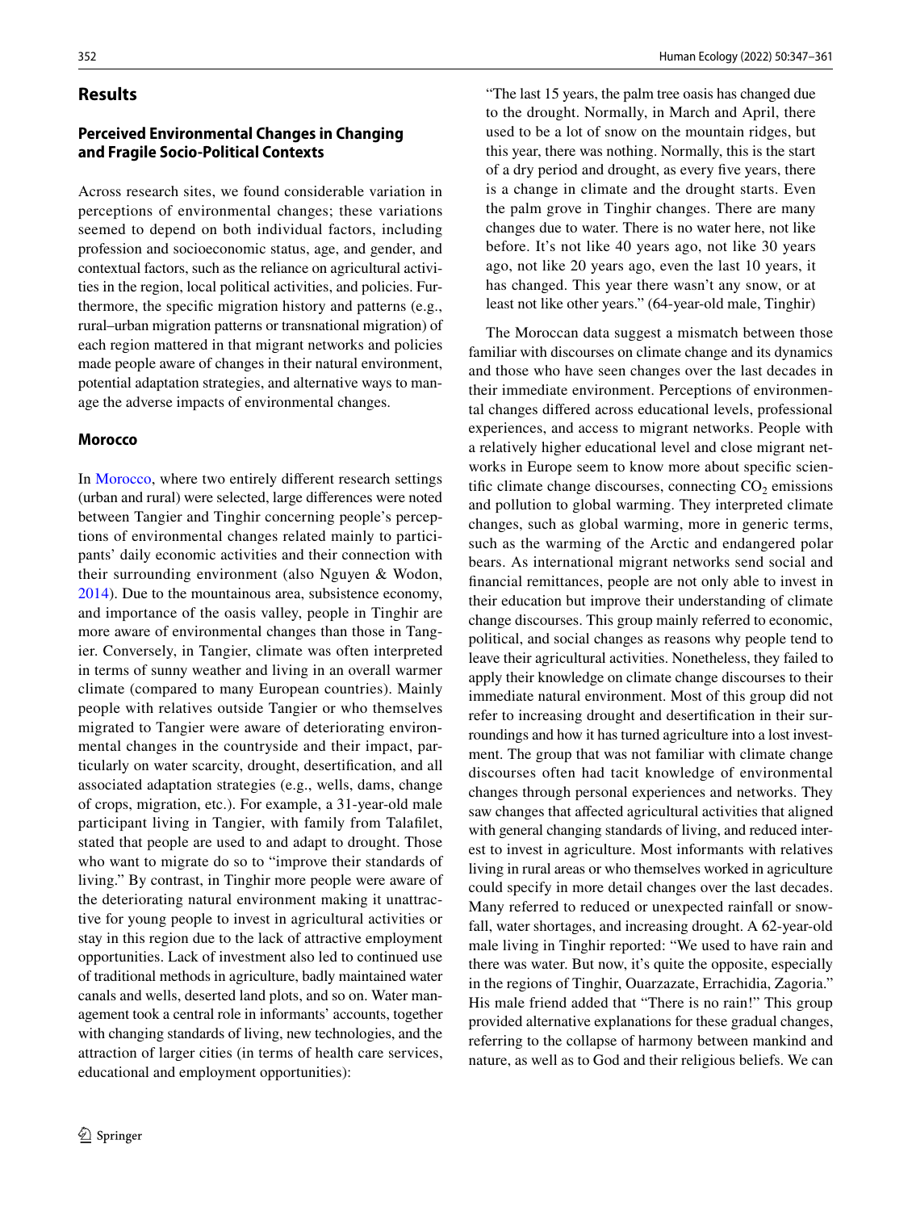## Results

### Perceived Environmental Changes in Changing and Fragile Socio-Political Contexts

Across research sites, we found considerable variation in perceptions of environmental changes; these variations seemed to depend on both individual factors, including profession and socioeconomic status, age, and gender, and contextual factors, such as the reliance on agricultural activities in the region, local political activities, and policies. Furthermore, the specific migration history and patterns (e.g., rural–urban migration patterns or transnational migration) of each region mattered in that migrant networks and policies made people aware of changes in their natural environment, potential adaptation strategies, and alternative ways to manage the adverse impacts of environmental changes.

#### Morocco

In Morocco, where two entirely different research settings (urban and rural) were selected, large differences were noted between Tangier and Tinghir concerning people's perceptions of environmental changes related mainly to participants' daily economic activities and their connection with their surrounding environment (also Nguyen & Wodon, 2014). Due to the mountainous area, subsistence economy, and importance of the oasis valley, people in Tinghir are more aware of environmental changes than those in Tangier. Conversely, in Tangier, climate was often interpreted in terms of sunny weather and living in an overall warmer climate (compared to many European countries). Mainly people with relatives outside Tangier or who themselves migrated to Tangier were aware of deteriorating environmental changes in the countryside and their impact, particularly on water scarcity, drought, desertification, and all associated adaptation strategies (e.g., wells, dams, change of crops, migration, etc.). For example, a 31-year-old male participant living in Tangier, with family from Talafilet, stated that people are used to and adapt to drought. Those who want to migrate do so to "improve their standards of living." By contrast, in Tinghir more people were aware of the deteriorating natural environment making it unattractive for young people to invest in agricultural activities or stay in this region due to the lack of attractive employment opportunities. Lack of investment also led to continued use of traditional methods in agriculture, badly maintained water canals and wells, deserted land plots, and so on. Water management took a central role in informants' accounts, together with changing standards of living, new technologies, and the attraction of larger cities (in terms of health care services, educational and employment opportunities):

> "The last 15 years, the palm tree oasis has changed due to the drought. Normally, in March and April, there used to be a lot of snow on the mountain ridges, but this year, there was nothing. Normally, this is the start of a dry period and drought, as every five years, there is a change in climate and the drought starts. Even the palm grove in Tinghir changes. There are many changes due to water. There is no water here, not like before. It's not like 40 years ago, not like 30 years ago, not like 20 years ago, even the last 10 years, it has changed. This year there wasn't any snow, or at least not like other years." (64-year-old male, Tinghir)

The Moroccan data suggest a mismatch between those familiar with discourses on climate change and its dynamics and those who have seen changes over the last decades in their immediate environment. Perceptions of environmental changes differed across educational levels, professional experiences, and access to migrant networks. People with a relatively higher educational level and close migrant networks in Europe seem to know more about specific scientific climate change discourses, connecting $CO_2$ emissions and pollution to global warming. They interpreted climate changes, such as global warming, more in generic terms, such as the warming of the Arctic and endangered polar bears. As international migrant networks send social and financial remittances, people are not only able to invest in their education but improve their understanding of climate change discourses. This group mainly referred to economic, political, and social changes as reasons why people tend to leave their agricultural activities. Nonetheless, they failed to apply their knowledge on climate change discourses to their immediate natural environment. Most of this group did not refer to increasing drought and desertification in their surroundings and how it has turned agriculture into a lost investment. The group that was not familiar with climate change discourses often had tacit knowledge of environmental changes through personal experiences and networks. They saw changes that affected agricultural activities that aligned with general changing standards of living, and reduced interest to invest in agriculture. Most informants with relatives living in rural areas or who themselves worked in agriculture could specify in more detail changes over the last decades. Many referred to reduced or unexpected rainfall or snowfall, water shortages, and increasing drought. A 62-year-old male living in Tinghir reported: "We used to have rain and there was water. But now, it's quite the opposite, especially in the regions of Tinghir, Ouarzazate, Errachidia, Zagoria." His male friend added that "There is no rain!" This group provided alternative explanations for these gradual changes, referring to the collapse of harmony between mankind and nature, as well as to God and their religious beliefs. We can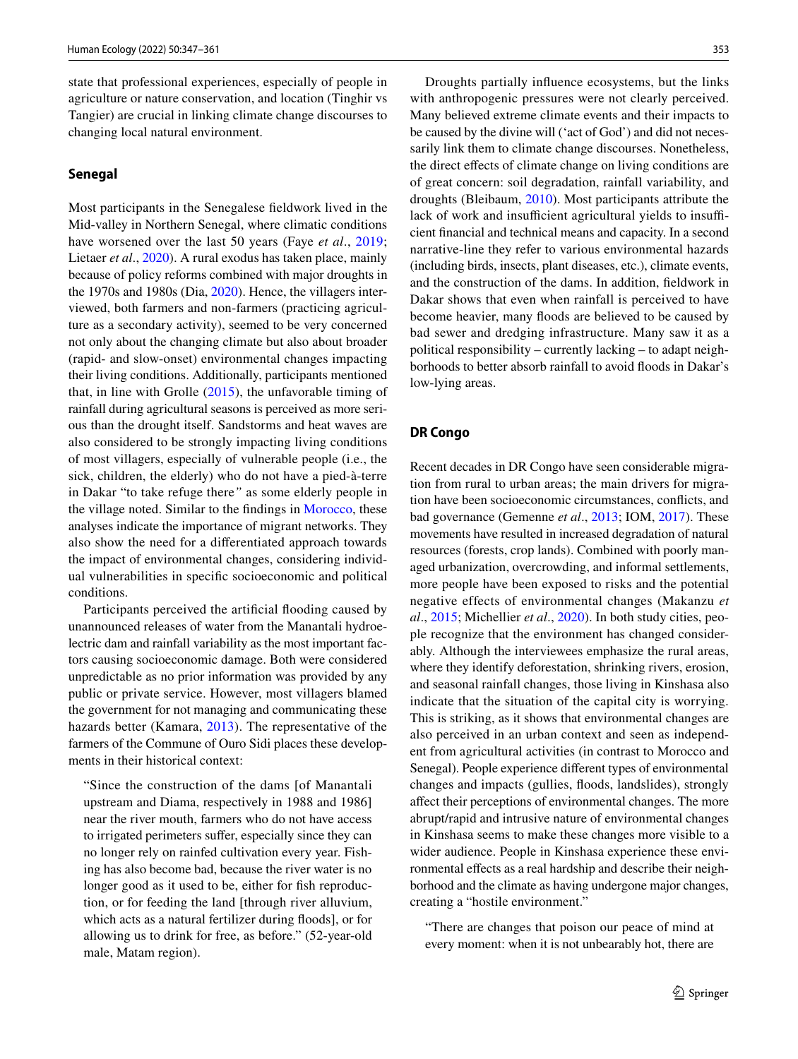state that professional experiences, especially of people in agriculture or nature conservation, and location (Tinghir vs Tangier) are crucial in linking climate change discourses to changing local natural environment.

### Senegal

Most participants in the Senegalese fieldwork lived in the Mid-valley in Northern Senegal, where climatic conditions have worsened over the last 50 years (Faye *et al*., 2019; Lietaer *et al*., 2020). A rural exodus has taken place, mainly because of policy reforms combined with major droughts in the 1970s and 1980s (Dia, 2020). Hence, the villagers interviewed, both farmers and non-farmers (practicing agriculture as a secondary activity), seemed to be very concerned not only about the changing climate but also about broader (rapid- and slow-onset) environmental changes impacting their living conditions. Additionally, participants mentioned that, in line with Grolle (2015), the unfavorable timing of rainfall during agricultural seasons is perceived as more serious than the drought itself. Sandstorms and heat waves are also considered to be strongly impacting living conditions of most villagers, especially of vulnerable people (i.e., the sick, children, the elderly) who do not have a pied-à-terre in Dakar "to take refuge there*"* as some elderly people in the village noted. Similar to the findings in Morocco, these analyses indicate the importance of migrant networks. They also show the need for a differentiated approach towards the impact of environmental changes, considering individual vulnerabilities in specific socioeconomic and political conditions.

Participants perceived the artificial flooding caused by unannounced releases of water from the Manantali hydroelectric dam and rainfall variability as the most important factors causing socioeconomic damage. Both were considered unpredictable as no prior information was provided by any public or private service. However, most villagers blamed the government for not managing and communicating these hazards better (Kamara, 2013). The representative of the farmers of the Commune of Ouro Sidi places these developments in their historical context:

> "Since the construction of the dams [of Manantali upstream and Diama, respectively in 1988 and 1986] near the river mouth, farmers who do not have access to irrigated perimeters suffer, especially since they can no longer rely on rainfed cultivation every year. Fishing has also become bad, because the river water is no longer good as it used to be, either for fish reproduction, or for feeding the land [through river alluvium, which acts as a natural fertilizer during floods], or for allowing us to drink for free, as before." (52-year-old male, Matam region).

Droughts partially influence ecosystems, but the links with anthropogenic pressures were not clearly perceived. Many believed extreme climate events and their impacts to be caused by the divine will ('act of God') and did not necessarily link them to climate change discourses. Nonetheless, the direct effects of climate change on living conditions are of great concern: soil degradation, rainfall variability, and droughts (Bleibaum, 2010). Most participants attribute the lack of work and insufficient agricultural yields to insufficient financial and technical means and capacity. In a second narrative-line they refer to various environmental hazards (including birds, insects, plant diseases, etc.), climate events, and the construction of the dams. In addition, fieldwork in Dakar shows that even when rainfall is perceived to have become heavier, many floods are believed to be caused by bad sewer and dredging infrastructure. Many saw it as a political responsibility – currently lacking – to adapt neighborhoods to better absorb rainfall to avoid floods in Dakar's low-lying areas.

### DR Congo

Recent decades in DR Congo have seen considerable migration from rural to urban areas; the main drivers for migration have been socioeconomic circumstances, conflicts, and bad governance (Gemenne *et al*., 2013; IOM, 2017). These movements have resulted in increased degradation of natural resources (forests, crop lands). Combined with poorly managed urbanization, overcrowding, and informal settlements, more people have been exposed to risks and the potential negative effects of environmental changes (Makanzu *et al*., 2015; Michellier *et al*., 2020). In both study cities, people recognize that the environment has changed considerably. Although the interviewees emphasize the rural areas, where they identify deforestation, shrinking rivers, erosion, and seasonal rainfall changes, those living in Kinshasa also indicate that the situation of the capital city is worrying. This is striking, as it shows that environmental changes are also perceived in an urban context and seen as independent from agricultural activities (in contrast to Morocco and Senegal). People experience different types of environmental changes and impacts (gullies, floods, landslides), strongly affect their perceptions of environmental changes. The more abrupt/rapid and intrusive nature of environmental changes in Kinshasa seems to make these changes more visible to a wider audience. People in Kinshasa experience these environmental effects as a real hardship and describe their neighborhood and the climate as having undergone major changes, creating a "hostile environment."

> "There are changes that poison our peace of mind at every moment: when it is not unbearably hot, there are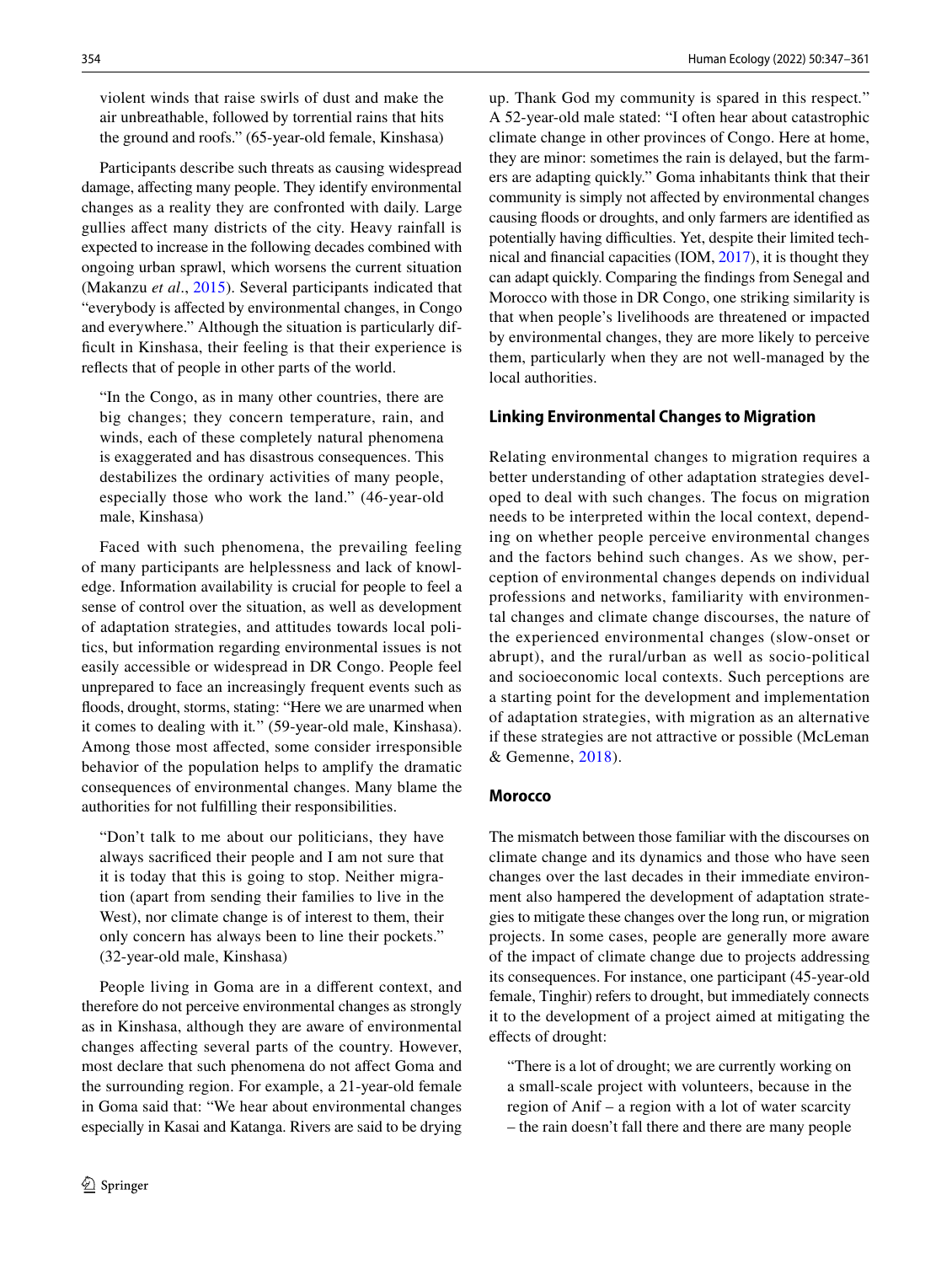> violent winds that raise swirls of dust and make the air unbreathable, followed by torrential rains that hits the ground and roofs." (65-year-old female, Kinshasa)

Participants describe such threats as causing widespread damage, affecting many people. They identify environmental changes as a reality they are confronted with daily. Large gullies affect many districts of the city. Heavy rainfall is expected to increase in the following decades combined with ongoing urban sprawl, which worsens the current situation (Makanzu *et al*., 2015). Several participants indicated that "everybody is affected by environmental changes, in Congo and everywhere." Although the situation is particularly difficult in Kinshasa, their feeling is that their experience is reflects that of people in other parts of the world.

> "In the Congo, as in many other countries, there are big changes; they concern temperature, rain, and winds, each of these completely natural phenomena is exaggerated and has disastrous consequences. This destabilizes the ordinary activities of many people, especially those who work the land." (46-year-old male, Kinshasa)

Faced with such phenomena, the prevailing feeling of many participants are helplessness and lack of knowledge. Information availability is crucial for people to feel a sense of control over the situation, as well as development of adaptation strategies, and attitudes towards local politics, but information regarding environmental issues is not easily accessible or widespread in DR Congo. People feel unprepared to face an increasingly frequent events such as floods, drought, storms, stating: "Here we are unarmed when it comes to dealing with it." (59-year-old male, Kinshasa). Among those most affected, some consider irresponsible behavior of the population helps to amplify the dramatic consequences of environmental changes. Many blame the authorities for not fulfilling their responsibilities.

> "Don't talk to me about our politicians, they have always sacrificed their people and I am not sure that it is today that this is going to stop. Neither migration (apart from sending their families to live in the West), nor climate change is of interest to them, their only concern has always been to line their pockets." (32-year-old male, Kinshasa)

People living in Goma are in a different context, and therefore do not perceive environmental changes as strongly as in Kinshasa, although they are aware of environmental changes affecting several parts of the country. However, most declare that such phenomena do not affect Goma and the surrounding region. For example, a 21-year-old female in Goma said that: "We hear about environmental changes especially in Kasai and Katanga. Rivers are said to be drying up. Thank God my community is spared in this respect." A 52-year-old male stated: "I often hear about catastrophic climate change in other provinces of Congo. Here at home, they are minor: sometimes the rain is delayed, but the farmers are adapting quickly." Goma inhabitants think that their community is simply not affected by environmental changes causing floods or droughts, and only farmers are identified as potentially having difficulties. Yet, despite their limited technical and financial capacities (IOM, 2017), it is thought they can adapt quickly. Comparing the findings from Senegal and Morocco with those in DR Congo, one striking similarity is that when people's livelihoods are threatened or impacted by environmental changes, they are more likely to perceive them, particularly when they are not well-managed by the local authorities.

## Linking Environmental Changes to Migration

Relating environmental changes to migration requires a better understanding of other adaptation strategies developed to deal with such changes. The focus on migration needs to be interpreted within the local context, depending on whether people perceive environmental changes and the factors behind such changes. As we show, perception of environmental changes depends on individual professions and networks, familiarity with environmental changes and climate change discourses, the nature of the experienced environmental changes (slow-onset or abrupt), and the rural/urban as well as socio-political and socioeconomic local contexts. Such perceptions are a starting point for the development and implementation of adaptation strategies, with migration as an alternative if these strategies are not attractive or possible (McLeman & Gemenne, 2018).

### Morocco

The mismatch between those familiar with the discourses on climate change and its dynamics and those who have seen changes over the last decades in their immediate environment also hampered the development of adaptation strategies to mitigate these changes over the long run, or migration projects. In some cases, people are generally more aware of the impact of climate change due to projects addressing its consequences. For instance, one participant (45-year-old female, Tinghir) refers to drought, but immediately connects it to the development of a project aimed at mitigating the effects of drought:

> "There is a lot of drought; we are currently working on a small-scale project with volunteers, because in the region of Anif – a region with a lot of water scarcity – the rain doesn't fall there and there are many people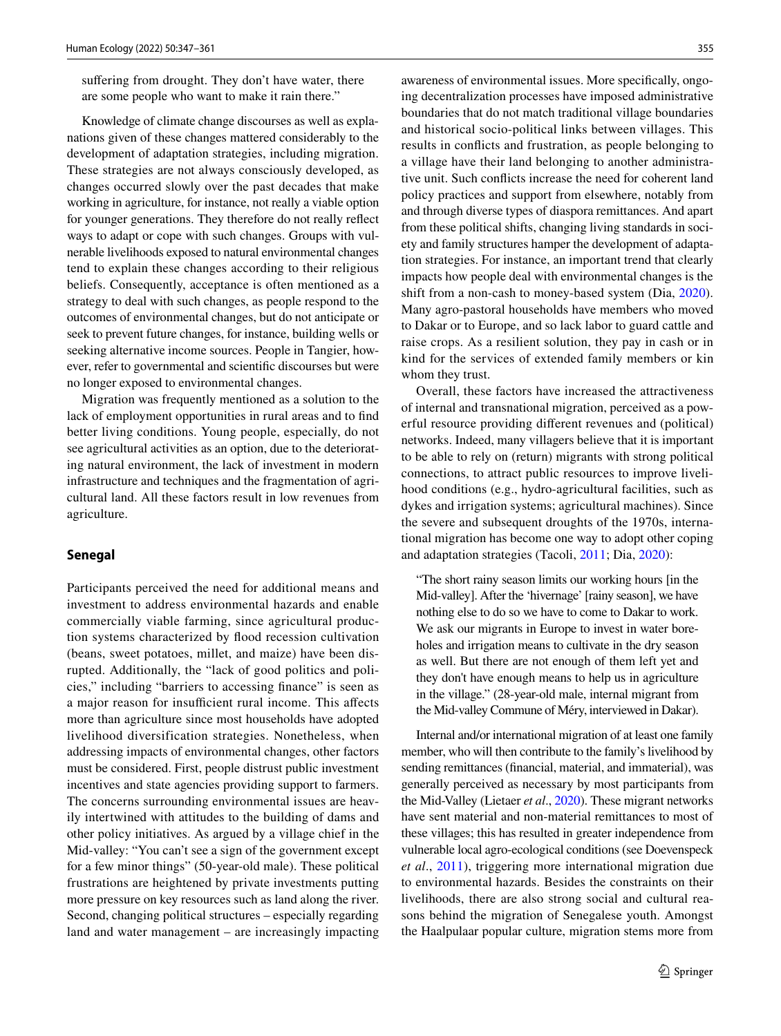suffering from drought. They don't have water, there are some people who want to make it rain there."

Knowledge of climate change discourses as well as explanations given of these changes mattered considerably to the development of adaptation strategies, including migration. These strategies are not always consciously developed, as changes occurred slowly over the past decades that make working in agriculture, for instance, not really a viable option for younger generations. They therefore do not really reflect ways to adapt or cope with such changes. Groups with vulnerable livelihoods exposed to natural environmental changes tend to explain these changes according to their religious beliefs. Consequently, acceptance is often mentioned as a strategy to deal with such changes, as people respond to the outcomes of environmental changes, but do not anticipate or seek to prevent future changes, for instance, building wells or seeking alternative income sources. People in Tangier, however, refer to governmental and scientific discourses but were no longer exposed to environmental changes.

Migration was frequently mentioned as a solution to the lack of employment opportunities in rural areas and to find better living conditions. Young people, especially, do not see agricultural activities as an option, due to the deteriorating natural environment, the lack of investment in modern infrastructure and techniques and the fragmentation of agricultural land. All these factors result in low revenues from agriculture.

### Senegal

Participants perceived the need for additional means and investment to address environmental hazards and enable commercially viable farming, since agricultural production systems characterized by flood recession cultivation (beans, sweet potatoes, millet, and maize) have been disrupted. Additionally, the "lack of good politics and policies," including "barriers to accessing finance" is seen as a major reason for insufficient rural income. This affects more than agriculture since most households have adopted livelihood diversification strategies. Nonetheless, when addressing impacts of environmental changes, other factors must be considered. First, people distrust public investment incentives and state agencies providing support to farmers. The concerns surrounding environmental issues are heavily intertwined with attitudes to the building of dams and other policy initiatives. As argued by a village chief in the Mid-valley: "You can't see a sign of the government except for a few minor things" (50-year-old male). These political frustrations are heightened by private investments putting more pressure on key resources such as land along the river. Second, changing political structures – especially regarding land and water management – are increasingly impacting awareness of environmental issues. More specifically, ongoing decentralization processes have imposed administrative boundaries that do not match traditional village boundaries and historical socio-political links between villages. This results in conflicts and frustration, as people belonging to a village have their land belonging to another administrative unit. Such conflicts increase the need for coherent land policy practices and support from elsewhere, notably from and through diverse types of diaspora remittances. And apart from these political shifts, changing living standards in society and family structures hamper the development of adaptation strategies. For instance, an important trend that clearly impacts how people deal with environmental changes is the shift from a non-cash to money-based system (Dia, 2020). Many agro-pastoral households have members who moved to Dakar or to Europe, and so lack labor to guard cattle and raise crops. As a resilient solution, they pay in cash or in kind for the services of extended family members or kin whom they trust.

Overall, these factors have increased the attractiveness of internal and transnational migration, perceived as a powerful resource providing different revenues and (political) networks. Indeed, many villagers believe that it is important to be able to rely on (return) migrants with strong political connections, to attract public resources to improve livelihood conditions (e.g., hydro-agricultural facilities, such as dykes and irrigation systems; agricultural machines). Since the severe and subsequent droughts of the 1970s, international migration has become one way to adopt other coping and adaptation strategies (Tacoli, 2011; Dia, 2020):

> "The short rainy season limits our working hours [in the Mid-valley]. After the 'hivernage' [rainy season], we have nothing else to do so we have to come to Dakar to work. We ask our migrants in Europe to invest in water boreholes and irrigation means to cultivate in the dry season as well. But there are not enough of them left yet and they don't have enough means to help us in agriculture in the village." (28-year-old male, internal migrant from the Mid-valley Commune of Méry, interviewed in Dakar).

Internal and/or international migration of at least one family member, who will then contribute to the family's livelihood by sending remittances (financial, material, and immaterial), was generally perceived as necessary by most participants from the Mid-Valley (Lietaer *et al*., 2020). These migrant networks have sent material and non-material remittances to most of these villages; this has resulted in greater independence from vulnerable local agro-ecological conditions (see Doevenspeck *et al*., 2011), triggering more international migration due to environmental hazards. Besides the constraints on their livelihoods, there are also strong social and cultural reasons behind the migration of Senegalese youth. Amongst the Haalpulaar popular culture, migration stems more from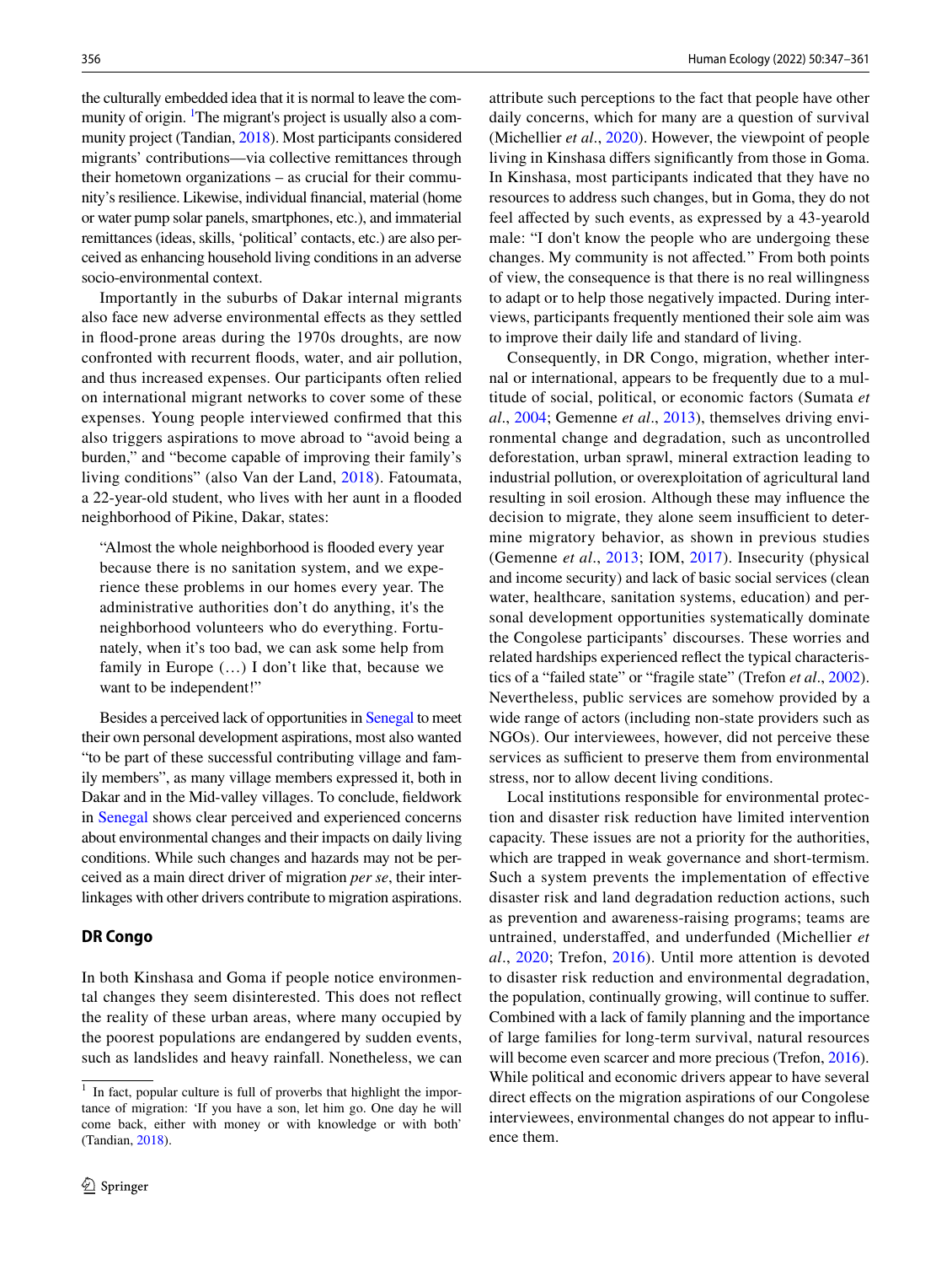the culturally embedded idea that it is normal to leave the community of origin. [1]The migrant's project is usually also a community project (Tandian, 2018). Most participants considered migrants' contributions—via collective remittances through their hometown organizations – as crucial for their community's resilience. Likewise, individual financial, material (home or water pump solar panels, smartphones, etc.), and immaterial remittances (ideas, skills, 'political' contacts, etc.) are also perceived as enhancing household living conditions in an adverse socio-environmental context.

Importantly in the suburbs of Dakar internal migrants also face new adverse environmental effects as they settled in flood-prone areas during the 1970s droughts, are now confronted with recurrent floods, water, and air pollution, and thus increased expenses. Our participants often relied on international migrant networks to cover some of these expenses. Young people interviewed confirmed that this also triggers aspirations to move abroad to "avoid being a burden," and "become capable of improving their family's living conditions" (also Van der Land, 2018). Fatoumata, a 22-year-old student, who lives with her aunt in a flooded neighborhood of Pikine, Dakar, states:

> "Almost the whole neighborhood is flooded every year because there is no sanitation system, and we experience these problems in our homes every year. The administrative authorities don't do anything, it's the neighborhood volunteers who do everything. Fortunately, when it's too bad, we can ask some help from family in Europe (…) I don't like that, because we want to be independent!"

Besides a perceived lack of opportunities in Senegal to meet their own personal development aspirations, most also wanted "to be part of these successful contributing village and family members", as many village members expressed it, both in Dakar and in the Mid-valley villages. To conclude, fieldwork in Senegal shows clear perceived and experienced concerns about environmental changes and their impacts on daily living conditions. While such changes and hazards may not be perceived as a main direct driver of migration *per se*, their interlinkages with other drivers contribute to migration aspirations.

### DR Congo

In both Kinshasa and Goma if people notice environmental changes they seem disinterested. This does not reflect the reality of these urban areas, where many occupied by the poorest populations are endangered by sudden events, such as landslides and heavy rainfall. Nonetheless, we can attribute such perceptions to the fact that people have other daily concerns, which for many are a question of survival (Michellier *et al*., 2020). However, the viewpoint of people living in Kinshasa differs significantly from those in Goma. In Kinshasa, most participants indicated that they have no resources to address such changes, but in Goma, they do not feel affected by such events, as expressed by a 43-yearold male: "I don't know the people who are undergoing these changes. My community is not affected." From both points of view, the consequence is that there is no real willingness to adapt or to help those negatively impacted. During interviews, participants frequently mentioned their sole aim was to improve their daily life and standard of living.

Consequently, in DR Congo, migration, whether internal or international, appears to be frequently due to a multitude of social, political, or economic factors (Sumata *et al*., 2004; Gemenne *et al*., 2013), themselves driving environmental change and degradation, such as uncontrolled deforestation, urban sprawl, mineral extraction leading to industrial pollution, or overexploitation of agricultural land resulting in soil erosion. Although these may influence the decision to migrate, they alone seem insufficient to determine migratory behavior, as shown in previous studies (Gemenne *et al*., 2013; IOM, 2017). Insecurity (physical and income security) and lack of basic social services (clean water, healthcare, sanitation systems, education) and personal development opportunities systematically dominate the Congolese participants' discourses. These worries and related hardships experienced reflect the typical characteristics of a "failed state" or "fragile state" (Trefon *et al*., 2002). Nevertheless, public services are somehow provided by a wide range of actors (including non-state providers such as NGOs). Our interviewees, however, did not perceive these services as sufficient to preserve them from environmental stress, nor to allow decent living conditions.

Local institutions responsible for environmental protection and disaster risk reduction have limited intervention capacity. These issues are not a priority for the authorities, which are trapped in weak governance and short-termism. Such a system prevents the implementation of effective disaster risk and land degradation reduction actions, such as prevention and awareness-raising programs; teams are untrained, understaffed, and underfunded (Michellier *et al*., 2020; Trefon, 2016). Until more attention is devoted to disaster risk reduction and environmental degradation, the population, continually growing, will continue to suffer. Combined with a lack of family planning and the importance of large families for long-term survival, natural resources will become even scarcer and more precious (Trefon, 2016). While political and economic drivers appear to have several direct effects on the migration aspirations of our Congolese interviewees, environmental changes do not appear to influence them.

[1] In fact, popular culture is full of proverbs that highlight the importance of migration: 'If you have a son, let him go. One day he will come back, either with money or with knowledge or with both' (Tandian, 2018).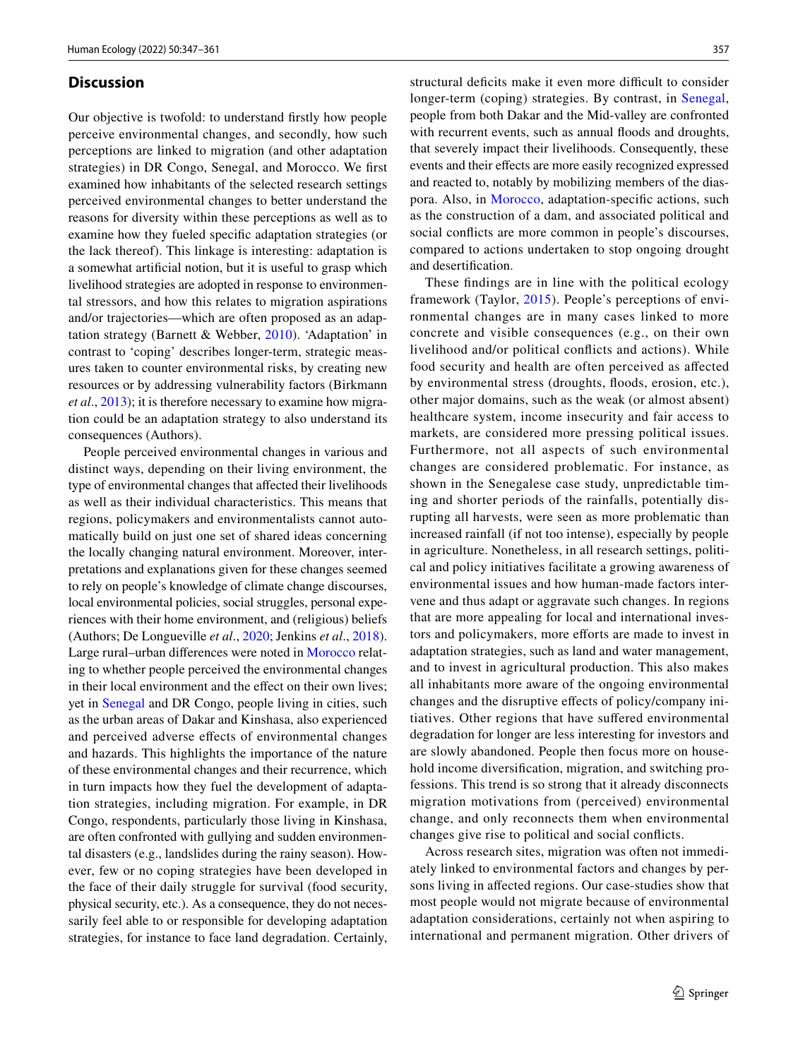## Discussion

Our objective is twofold: to understand firstly how people perceive environmental changes, and secondly, how such perceptions are linked to migration (and other adaptation strategies) in DR Congo, Senegal, and Morocco. We first examined how inhabitants of the selected research settings perceived environmental changes to better understand the reasons for diversity within these perceptions as well as to examine how they fueled specific adaptation strategies (or the lack thereof). This linkage is interesting: adaptation is a somewhat artificial notion, but it is useful to grasp which livelihood strategies are adopted in response to environmental stressors, and how this relates to migration aspirations and/or trajectories—which are often proposed as an adaptation strategy (Barnett & Webber, 2010). 'Adaptation' in contrast to 'coping' describes longer-term, strategic measures taken to counter environmental risks, by creating new resources or by addressing vulnerability factors (Birkmann *et al*., 2013); it is therefore necessary to examine how migration could be an adaptation strategy to also understand its consequences (Authors).

People perceived environmental changes in various and distinct ways, depending on their living environment, the type of environmental changes that affected their livelihoods as well as their individual characteristics. This means that regions, policymakers and environmentalists cannot automatically build on just one set of shared ideas concerning the locally changing natural environment. Moreover, interpretations and explanations given for these changes seemed to rely on people's knowledge of climate change discourses, local environmental policies, social struggles, personal experiences with their home environment, and (religious) beliefs (Authors; De Longueville *et al*., 2020; Jenkins *et al*., 2018). Large rural–urban differences were noted in Morocco relating to whether people perceived the environmental changes in their local environment and the effect on their own lives; yet in Senegal and DR Congo, people living in cities, such as the urban areas of Dakar and Kinshasa, also experienced and perceived adverse effects of environmental changes and hazards. This highlights the importance of the nature of these environmental changes and their recurrence, which in turn impacts how they fuel the development of adaptation strategies, including migration. For example, in DR Congo, respondents, particularly those living in Kinshasa, are often confronted with gullying and sudden environmental disasters (e.g., landslides during the rainy season). However, few or no coping strategies have been developed in the face of their daily struggle for survival (food security, physical security, etc.). As a consequence, they do not necessarily feel able to or responsible for developing adaptation strategies, for instance to face land degradation. Certainly, structural deficits make it even more difficult to consider longer-term (coping) strategies. By contrast, in Senegal, people from both Dakar and the Mid-valley are confronted with recurrent events, such as annual floods and droughts, that severely impact their livelihoods. Consequently, these events and their effects are more easily recognized expressed and reacted to, notably by mobilizing members of the diaspora. Also, in Morocco, adaptation-specific actions, such as the construction of a dam, and associated political and social conflicts are more common in people's discourses, compared to actions undertaken to stop ongoing drought and desertification.

These findings are in line with the political ecology framework (Taylor, 2015). People's perceptions of environmental changes are in many cases linked to more concrete and visible consequences (e.g., on their own livelihood and/or political conflicts and actions). While food security and health are often perceived as affected by environmental stress (droughts, floods, erosion, etc.), other major domains, such as the weak (or almost absent) healthcare system, income insecurity and fair access to markets, are considered more pressing political issues. Furthermore, not all aspects of such environmental changes are considered problematic. For instance, as shown in the Senegalese case study, unpredictable timing and shorter periods of the rainfalls, potentially disrupting all harvests, were seen as more problematic than increased rainfall (if not too intense), especially by people in agriculture. Nonetheless, in all research settings, political and policy initiatives facilitate a growing awareness of environmental issues and how human-made factors intervene and thus adapt or aggravate such changes. In regions that are more appealing for local and international investors and policymakers, more efforts are made to invest in adaptation strategies, such as land and water management, and to invest in agricultural production. This also makes all inhabitants more aware of the ongoing environmental changes and the disruptive effects of policy/company initiatives. Other regions that have suffered environmental degradation for longer are less interesting for investors and are slowly abandoned. People then focus more on household income diversification, migration, and switching professions. This trend is so strong that it already disconnects migration motivations from (perceived) environmental change, and only reconnects them when environmental changes give rise to political and social conflicts.

Across research sites, migration was often not immediately linked to environmental factors and changes by persons living in affected regions. Our case-studies show that most people would not migrate because of environmental adaptation considerations, certainly not when aspiring to international and permanent migration. Other drivers of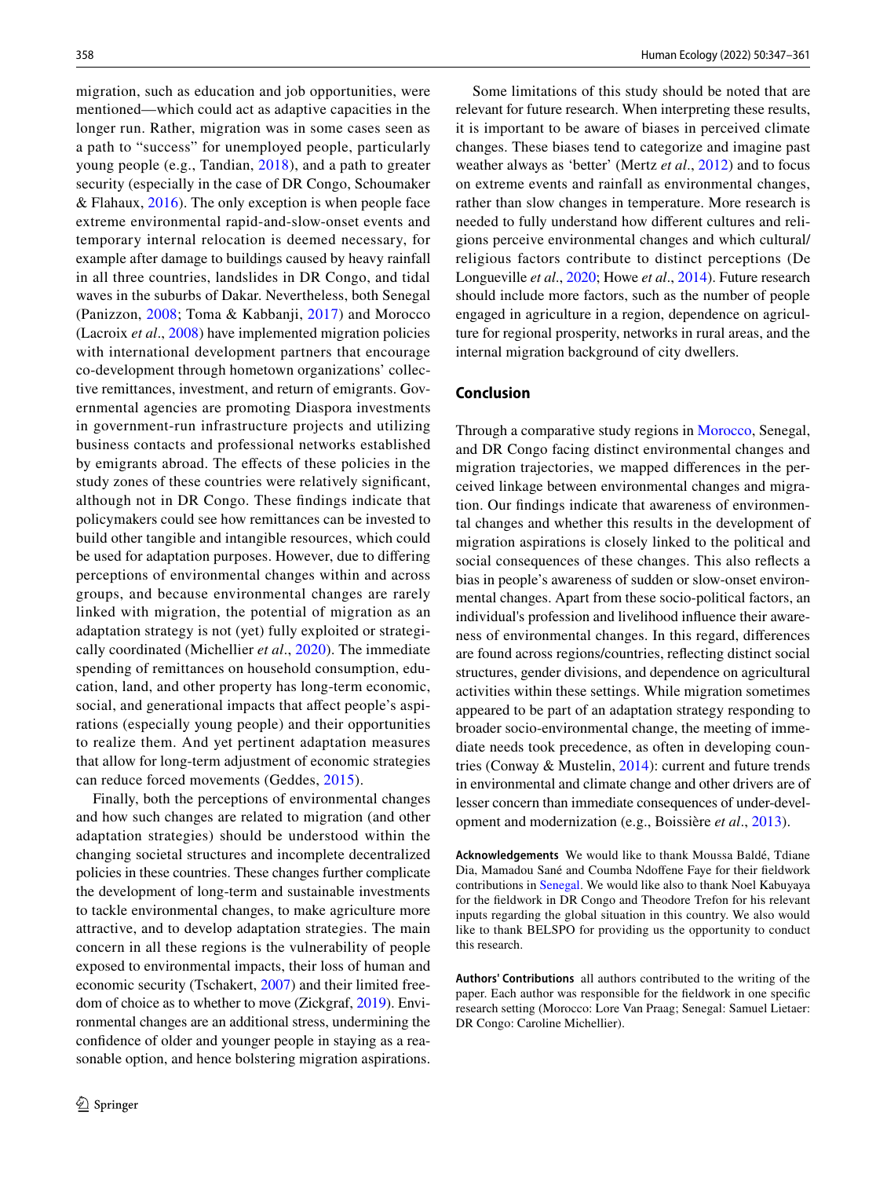migration, such as education and job opportunities, were mentioned—which could act as adaptive capacities in the longer run. Rather, migration was in some cases seen as a path to "success" for unemployed people, particularly young people (e.g., Tandian, 2018), and a path to greater security (especially in the case of DR Congo, Schoumaker & Flahaux, 2016). The only exception is when people face extreme environmental rapid-and-slow-onset events and temporary internal relocation is deemed necessary, for example after damage to buildings caused by heavy rainfall in all three countries, landslides in DR Congo, and tidal waves in the suburbs of Dakar. Nevertheless, both Senegal (Panizzon, 2008; Toma & Kabbanji, 2017) and Morocco (Lacroix *et al*., 2008) have implemented migration policies with international development partners that encourage co-development through hometown organizations' collective remittances, investment, and return of emigrants. Governmental agencies are promoting Diaspora investments in government-run infrastructure projects and utilizing business contacts and professional networks established by emigrants abroad. The effects of these policies in the study zones of these countries were relatively significant, although not in DR Congo. These findings indicate that policymakers could see how remittances can be invested to build other tangible and intangible resources, which could be used for adaptation purposes. However, due to differing perceptions of environmental changes within and across groups, and because environmental changes are rarely linked with migration, the potential of migration as an adaptation strategy is not (yet) fully exploited or strategically coordinated (Michellier *et al*., 2020). The immediate spending of remittances on household consumption, education, land, and other property has long-term economic, social, and generational impacts that affect people's aspirations (especially young people) and their opportunities to realize them. And yet pertinent adaptation measures that allow for long-term adjustment of economic strategies can reduce forced movements (Geddes, 2015).

Finally, both the perceptions of environmental changes and how such changes are related to migration (and other adaptation strategies) should be understood within the changing societal structures and incomplete decentralized policies in these countries. These changes further complicate the development of long-term and sustainable investments to tackle environmental changes, to make agriculture more attractive, and to develop adaptation strategies. The main concern in all these regions is the vulnerability of people exposed to environmental impacts, their loss of human and economic security (Tschakert, 2007) and their limited freedom of choice as to whether to move (Zickgraf, 2019). Environmental changes are an additional stress, undermining the confidence of older and younger people in staying as a reasonable option, and hence bolstering migration aspirations.

Some limitations of this study should be noted that are relevant for future research. When interpreting these results, it is important to be aware of biases in perceived climate changes. These biases tend to categorize and imagine past weather always as 'better' (Mertz *et al*., 2012) and to focus on extreme events and rainfall as environmental changes, rather than slow changes in temperature. More research is needed to fully understand how different cultures and religions perceive environmental changes and which cultural/religious factors contribute to distinct perceptions (De Longueville *et al*., 2020; Howe *et al*., 2014). Future research should include more factors, such as the number of people engaged in agriculture in a region, dependence on agriculture for regional prosperity, networks in rural areas, and the internal migration background of city dwellers.

## Conclusion

Through a comparative study regions in Morocco, Senegal, and DR Congo facing distinct environmental changes and migration trajectories, we mapped differences in the perceived linkage between environmental changes and migration. Our findings indicate that awareness of environmental changes and whether this results in the development of migration aspirations is closely linked to the political and social consequences of these changes. This also reflects a bias in people's awareness of sudden or slow-onset environmental changes. Apart from these socio-political factors, an individual's profession and livelihood influence their awareness of environmental changes. In this regard, differences are found across regions/countries, reflecting distinct social structures, gender divisions, and dependence on agricultural activities within these settings. While migration sometimes appeared to be part of an adaptation strategy responding to broader socio-environmental change, the meeting of immediate needs took precedence, as often in developing countries (Conway & Mustelin, 2014): current and future trends in environmental and climate change and other drivers are of lesser concern than immediate consequences of under-development and modernization (e.g., Boissière *et al*., 2013).

**Acknowledgements** We would like to thank Moussa Baldé, Tdiane Dia, Mamadou Sané and Coumba Ndoffene Faye for their fieldwork contributions in Senegal. We would like also to thank Noel Kabuyaya for the fieldwork in DR Congo and Theodore Trefon for his relevant inputs regarding the global situation in this country. We also would like to thank BELSPO for providing us the opportunity to conduct this research.

**Authors' Contributions** all authors contributed to the writing of the paper. Each author was responsible for the fieldwork in one specific research setting (Morocco: Lore Van Praag; Senegal: Samuel Lietaer: DR Congo: Caroline Michellier).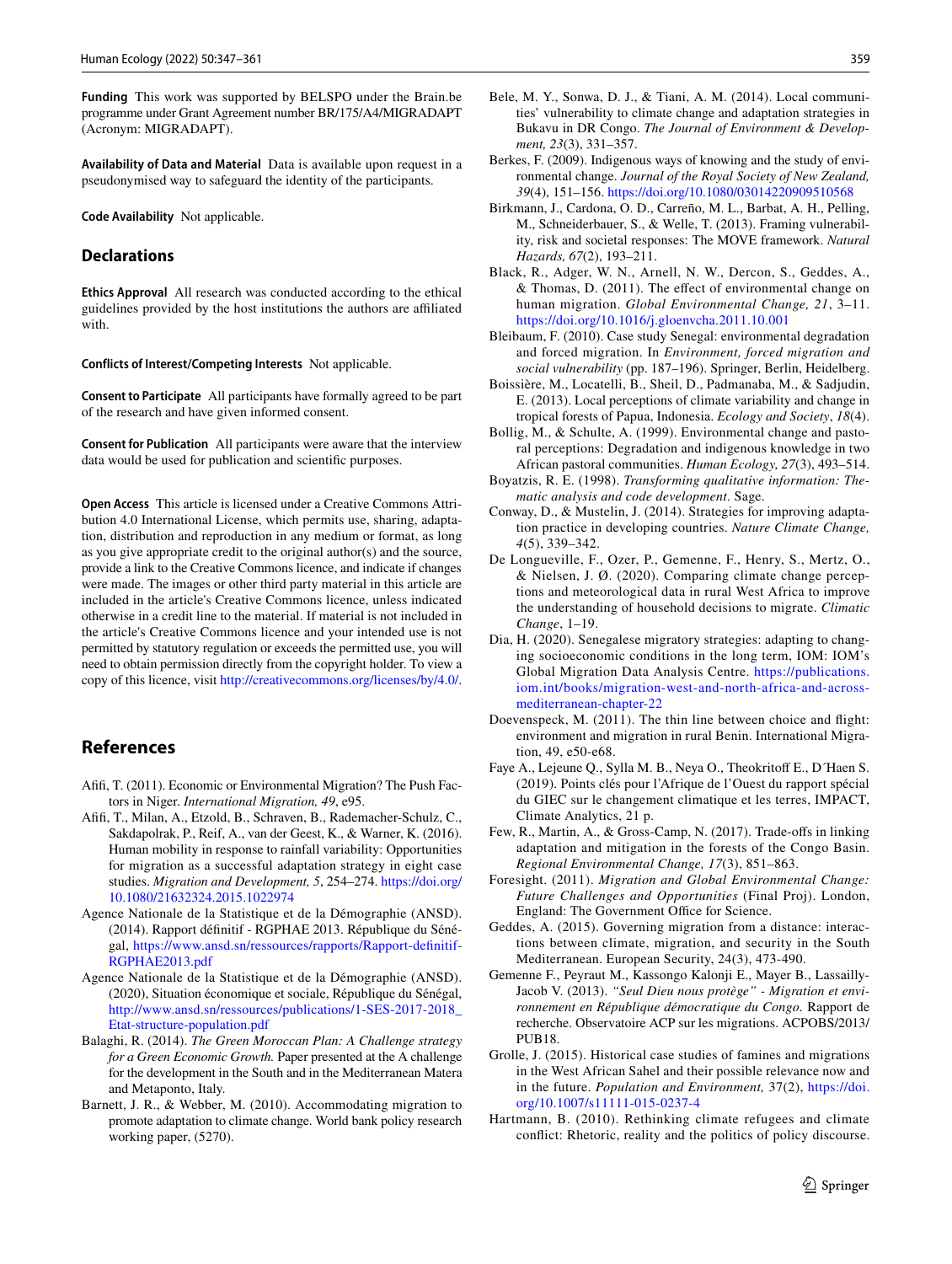**Funding** This work was supported by BELSPO under the Brain.be programme under Grant Agreement number BR/175/A4/MIGRADAPT (Acronym: MIGRADAPT).

**Availability of Data and Material** Data is available upon request in a pseudonymised way to safeguard the identity of the participants.

**Code Availability** Not applicable.

## Declarations

**Ethics Approval** All research was conducted according to the ethical guidelines provided by the host institutions the authors are affiliated with.

**Conflicts of Interest/Competing Interests** Not applicable.

**Consent to Participate** All participants have formally agreed to be part of the research and have given informed consent.

**Consent for Publication** All participants were aware that the interview data would be used for publication and scientific purposes.

**Open Access** This article is licensed under a Creative Commons Attribution 4.0 International License, which permits use, sharing, adaptation, distribution and reproduction in any medium or format, as long as you give appropriate credit to the original author(s) and the source, provide a link to the Creative Commons licence, and indicate if changes were made. The images or other third party material in this article are included in the article's Creative Commons licence, unless indicated otherwise in a credit line to the material. If material is not included in the article's Creative Commons licence and your intended use is not permitted by statutory regulation or exceeds the permitted use, you will need to obtain permission directly from the copyright holder. To view a copy of this licence, visit http://creativecommons.org/licenses/by/4.0/.

## References

Afifi, T. (2011). Economic or Environmental Migration? The Push Factors in Niger. *International Migration, 49*, e95.

Afifi, T., Milan, A., Etzold, B., Schraven, B., Rademacher-Schulz, C., Sakdapolrak, P., Reif, A., van der Geest, K., & Warner, K. (2016). Human mobility in response to rainfall variability: Opportunities for migration as a successful adaptation strategy in eight case studies. *Migration and Development, 5*, 254–274. https://doi.org/10.1080/21632324.2015.1022974

Agence Nationale de la Statistique et de la Démographie (ANSD). (2014). Rapport définitif - RGPHAE 2013. République du Sénégal, https://www.ansd.sn/ressources/rapports/Rapport-definitif-RGPHAE2013.pdf

Agence Nationale de la Statistique et de la Démographie (ANSD). (2020), Situation économique et sociale, République du Sénégal, http://www.ansd.sn/ressources/publications/1-SES-2017-2018_Etat-structure-population.pdf

Balaghi, R. (2014). *The Green Moroccan Plan: A Challenge strategy for a Green Economic Growth.* Paper presented at the A challenge for the development in the South and in the Mediterranean Matera and Metaponto, Italy.

Barnett, J. R., & Webber, M. (2010). Accommodating migration to promote adaptation to climate change. World bank policy research working paper, (5270).

Bele, M. Y., Sonwa, D. J., & Tiani, A. M. (2014). Local communities' vulnerability to climate change and adaptation strategies in Bukavu in DR Congo. *The Journal of Environment & Development, 23*(3), 331–357.

Berkes, F. (2009). Indigenous ways of knowing and the study of environmental change. *Journal of the Royal Society of New Zealand, 39*(4), 151–156. https://doi.org/10.1080/03014220909510568

Birkmann, J., Cardona, O. D., Carreño, M. L., Barbat, A. H., Pelling, M., Schneiderbauer, S., & Welle, T. (2013). Framing vulnerability, risk and societal responses: The MOVE framework. *Natural Hazards, 67*(2), 193–211.

Black, R., Adger, W. N., Arnell, N. W., Dercon, S., Geddes, A., & Thomas, D. (2011). The effect of environmental change on human migration. *Global Environmental Change, 21*, 3–11. https://doi.org/10.1016/j.gloenvcha.2011.10.001

Bleibaum, F. (2010). Case study Senegal: environmental degradation and forced migration. In *Environment, forced migration and social vulnerability* (pp. 187–196). Springer, Berlin, Heidelberg.

Boissière, M., Locatelli, B., Sheil, D., Padmanaba, M., & Sadjudin, E. (2013). Local perceptions of climate variability and change in tropical forests of Papua, Indonesia. *Ecology and Society, 18*(4).

Bollig, M., & Schulte, A. (1999). Environmental change and pastoral perceptions: Degradation and indigenous knowledge in two African pastoral communities. *Human Ecology, 27*(3), 493–514.

Boyatzis, R. E. (1998). *Transforming qualitative information: Thematic analysis and code development*. Sage.

Conway, D., & Mustelin, J. (2014). Strategies for improving adaptation practice in developing countries. *Nature Climate Change, 4*(5), 339–342.

De Longueville, F., Ozer, P., Gemenne, F., Henry, S., Mertz, O., & Nielsen, J. Ø. (2020). Comparing climate change perceptions and meteorological data in rural West Africa to improve the understanding of household decisions to migrate. *Climatic Change*, 1–19.

Dia, H. (2020). Senegalese migratory strategies: adapting to changing socioeconomic conditions in the long term, IOM: IOM's Global Migration Data Analysis Centre. https://publications.iom.int/books/migration-west-and-north-africa-and-across-mediterranean-chapter-22

Doevenspeck, M. (2011). The thin line between choice and flight: environment and migration in rural Benin. International Migration, 49, e50-e68.

Faye A., Lejeune Q., Sylla M. B., Neya O., Theokritoff E., D´Haen S. (2019). Points clés pour l'Afrique de l'Ouest du rapport spécial du GIEC sur le changement climatique et les terres, IMPACT, Climate Analytics, 21 p.

Few, R., Martin, A., & Gross-Camp, N. (2017). Trade-offs in linking adaptation and mitigation in the forests of the Congo Basin. *Regional Environmental Change, 17*(3), 851–863.

Foresight. (2011). *Migration and Global Environmental Change: Future Challenges and Opportunities* (Final Proj). London, England: The Government Office for Science.

Geddes, A. (2015). Governing migration from a distance: interactions between climate, migration, and security in the South Mediterranean. European Security, 24(3), 473-490.

Gemenne F., Peyraut M., Kassongo Kalonji E., Mayer B., Lassailly-Jacob V. (2013). *"Seul Dieu nous protège" - Migration et environnement en République démocratique du Congo.* Rapport de recherche. Observatoire ACP sur les migrations. ACPOBS/2013/PUB18.

Grolle, J. (2015). Historical case studies of famines and migrations in the West African Sahel and their possible relevance now and in the future. *Population and Environment,* 37(2), https://doi.org/10.1007/s11111-015-0237-4

Hartmann, B. (2010). Rethinking climate refugees and climate conflict: Rhetoric, reality and the politics of policy discourse.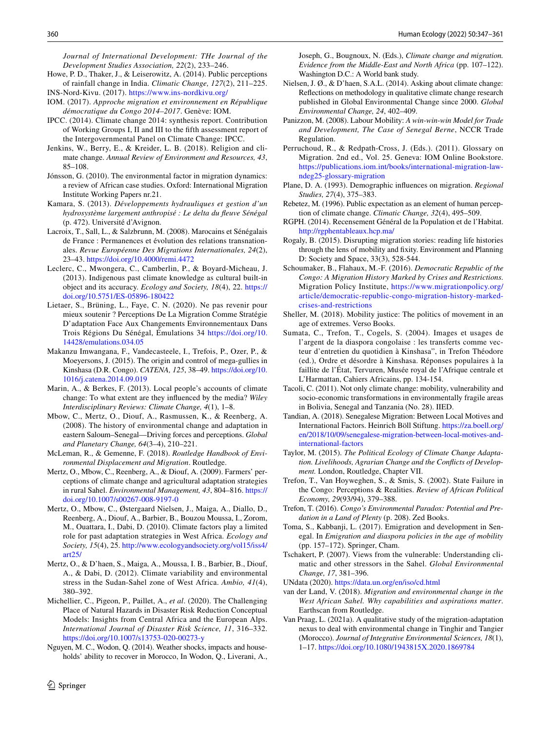*Journal of International Development: THe Journal of the Development Studies Association, 22*(2), 233–246.

Howe, P. D., Thaker, J., & Leiserowitz, A. (2014). Public perceptions of rainfall change in India. *Climatic Change, 127*(2), 211–225.

INS-Nord-Kivu. (2017). https://www.ins-nordkivu.org/

IOM. (2017). *Approche migration et environnement en République démocratique du Congo 2014–2017*. Genève: IOM.

IPCC. (2014). Climate change 2014: synthesis report. Contribution of Working Groups I, II and III to the fifth assessment report of the Intergovernmental Panel on Climate Change: IPCC.

Jenkins, W., Berry, E., & Kreider, L. B. (2018). Religion and climate change. *Annual Review of Environment and Resources, 43*, 85–108.

Jónsson, G. (2010). The environmental factor in migration dynamics: a review of African case studies. Oxford: International Migration Institute Working Papers nr.21.

Kamara, S. (2013). *Développements hydrauliques et gestion d'un hydrosystème largement anthropisé : Le delta du fleuve Sénégal* (p. 472). Université d'Avignon.

Lacroix, T., Sall, L., & Salzbrunn, M. (2008). Marocains et Sénégalais de France : Permanences et évolution des relations transnationales. *Revue Européenne Des Migrations Internationales, 24*(2), 23–43. https://doi.org/10.4000/remi.4472

Leclerc, C., Mwongera, C., Camberlin, P., & Boyard-Micheau, J. (2013). Indigenous past climate knowledge as cultural built-in object and its accuracy. *Ecology and Society, 18*(4), 22. https://doi.org/10.5751/ES-05896-180422

Lietaer, S., Brüning, L., Faye, C. N. (2020). Ne pas revenir pour mieux soutenir ? Perceptions De La Migration Comme Stratégie D'adaptation Face Aux Changements Environnementaux Dans Trois Régions Du Sénégal, Émulations 34 https://doi.org/10.14428/emulations.034.05

Makanzu Imwangana, F., Vandecasteele, I., Trefois, P., Ozer, P., & Moeyersons, J. (2015). The origin and control of mega-gullies in Kinshasa (D.R. Congo). *CATENA, 125*, 38–49. https://doi.org/10.1016/j.catena.2014.09.019

Marin, A., & Berkes, F. (2013). Local people's accounts of climate change: To what extent are they influenced by the media? *Wiley Interdisciplinary Reviews: Climate Change, 4*(1), 1–8.

Mbow, C., Mertz, O., Diouf, A., Rasmussen, K., & Reenberg, A. (2008). The history of environmental change and adaptation in eastern Saloum–Senegal—Driving forces and perceptions. *Global and Planetary Change, 64*(3–4), 210–221.

McLeman, R., & Gemenne, F. (2018). *Routledge Handbook of Environmental Displacement and Migration*. Routledge.

Mertz, O., Mbow, C., Reenberg, A., & Diouf, A. (2009). Farmers' perceptions of climate change and agricultural adaptation strategies in rural Sahel. *Environmental Management, 43*, 804–816. https://doi.org/10.1007/s00267-008-9197-0

Mertz, O., Mbow, C., Østergaard Nielsen, J., Maiga, A., Diallo, D., Reenberg, A., Diouf, A., Barbier, B., Bouzou Moussa, I., Zorom, M., Ouattara, I., Dabi, D. (2010). Climate factors play a limited role for past adaptation strategies in West Africa. *Ecology and Society, 15*(4), 25. http://www.ecologyandsociety.org/vol15/iss4/art25/

Mertz, O., & D'haen, S., Maiga, A., Moussa, I. B., Barbier, B., Diouf, A., & Dabi, D. (2012). Climate variability and environmental stress in the Sudan-Sahel zone of West Africa. *Ambio, 41*(4), 380–392.

Michellier, C., Pigeon, P., Paillet, A., *et al*. (2020). The Challenging Place of Natural Hazards in Disaster Risk Reduction Conceptual Models: Insights from Central Africa and the European Alps. *International Journal of Disaster Risk Science, 11*, 316–332. https://doi.org/10.1007/s13753-020-00273-y

Nguyen, M. C., Wodon, Q. (2014). Weather shocks, impacts and households' ability to recover in Morocco, In Wodon, Q., Liverani, A., Joseph, G., Bougnoux, N. (Eds.), *Climate change and migration. Evidence from the Middle-East and North Africa* (pp. 107–122). Washington D.C.: A World bank study.

Nielsen, J. Ø., & D'haen, S.A.L. (2014). Asking about climate change: Reflections on methodology in qualitative climate change research published in Global Environmental Change since 2000. *Global Environmental Change, 24*, 402–409.

Panizzon, M. (2008). Labour Mobility: *A win-win-win Model for Trade and Development, The Case of Senegal Berne*, NCCR Trade Regulation.

Perruchoud, R., & Redpath-Cross, J. (Eds.). (2011). Glossary on Migration. 2nd ed., Vol. 25. Geneva: IOM Online Bookstore. https://publications.iom.int/books/international-migration-lawndeg25-glossary-migration

Plane, D. A. (1993). Demographic influences on migration. *Regional Studies, 27*(4), 375–383.

Rebetez, M. (1996). Public expectation as an element of human perception of climate change. *Climatic Change, 32*(4), 495–509.

RGPH. (2014). Recensement Général de la Population et de l'Habitat. http://rgphentableaux.hcp.ma/

Rogaly, B. (2015). Disrupting migration stories: reading life histories through the lens of mobility and fixity. Environment and Planning D: Society and Space, 33(3), 528-544.

Schoumaker, B., Flahaux, M.-F. (2016). *Democratic Republic of the Congo: A Migration History Marked by Crises and Restrictions.* Migration Policy Institute, https://www.migrationpolicy.org/article/democratic-republic-congo-migration-history-marked-crises-and-restrictions

Sheller, M. (2018). Mobility justice: The politics of movement in an age of extremes. Verso Books.

Sumata, C., Trefon, T., Cogels, S. (2004). Images et usages de l'argent de la diaspora congolaise : les transferts comme vecteur d'entretien du quotidien à Kinshasa", in Trefon Théodore (ed.), Ordre et désordre à Kinshasa. Réponses populaires à la faillite de l'État, Tervuren, Musée royal de l'Afrique centrale et L'Harmattan, Cahiers Africains, pp. 134-154.

Tacoli, C. (2011). Not only climate change: mobility, vulnerability and socio-economic transformations in environmentally fragile areas in Bolivia, Senegal and Tanzania (No. 28). IIED.

Tandian, A. (2018). Senegalese Migration: Between Local Motives and International Factors. Heinrich Böll Stiftung. https://za.boell.org/en/2018/10/09/senegalese-migration-between-local-motives-and-international-factors

Taylor, M. (2015). *The Political Ecology of Climate Change Adaptation. Livelihoods, Agrarian Change and the Conflicts of Development.* London, Routledge, Chapter VII.

Trefon, T., Van Hoyweghen, S., & Smis, S. (2002). State Failure in the Congo: Perceptions & Realities. *Review of African Political Economy, 29*(93/94), 379–388.

Trefon, T. (2016). *Congo's Environmental Paradox: Potential and Predation in a Land of Plenty* (p. 208). Zed Books.

Toma, S., Kabbanji, L. (2017). Emigration and development in Senegal. In *Emigration and diaspora policies in the age of mobility* (pp. 157–172). Springer, Cham.

Tschakert, P. (2007). Views from the vulnerable: Understanding climatic and other stressors in the Sahel. *Global Environmental Change, 17*, 381–396.

UNdata (2020). https://data.un.org/en/iso/cd.html

van der Land, V. (2018). *Migration and environmental change in the West African Sahel. Why capabilities and aspirations matter*. Earthscan from Routledge.

Van Praag, L. (2021a). A qualitative study of the migration-adaptation nexus to deal with environmental change in Tinghir and Tangier (Morocco). *Journal of Integrative Environmental Sciences, 18*(1), 1–17. https://doi.org/10.1080/1943815X.2020.1869784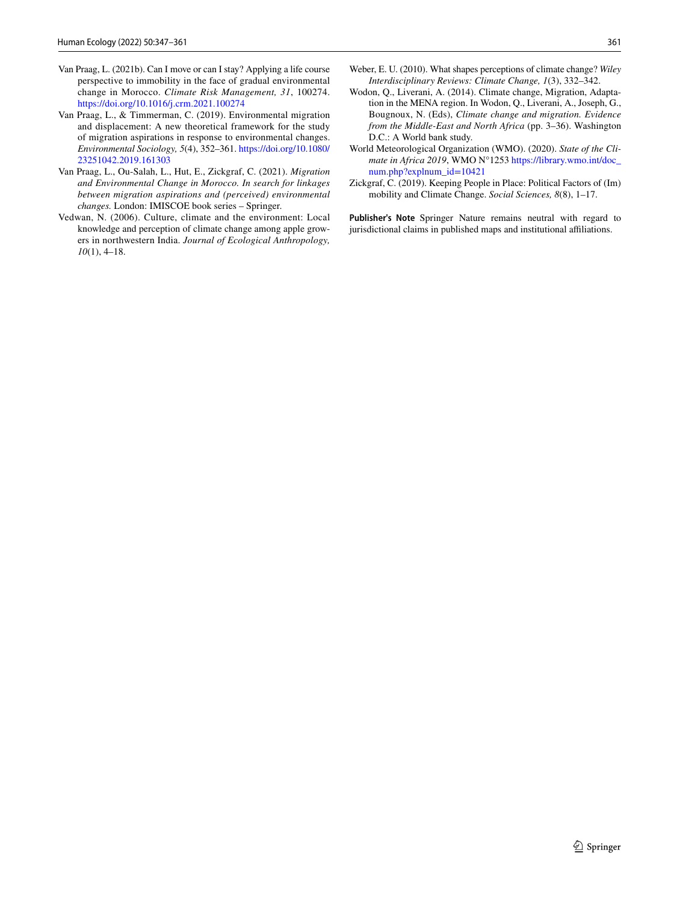Van Praag, L. (2021b). Can I move or can I stay? Applying a life course perspective to immobility in the face of gradual environmental change in Morocco. *Climate Risk Management, 31*, 100274. https://doi.org/10.1016/j.crm.2021.100274

Van Praag, L., & Timmerman, C. (2019). Environmental migration and displacement: A new theoretical framework for the study of migration aspirations in response to environmental changes. *Environmental Sociology, 5*(4), 352–361. https://doi.org/10.1080/23251042.2019.161303

Van Praag, L., Ou-Salah, L., Hut, E., Zickgraf, C. (2021). *Migration and Environmental Change in Morocco. In search for linkages between migration aspirations and (perceived) environmental changes.* London: IMISCOE book series – Springer.

Vedwan, N. (2006). Culture, climate and the environment: Local knowledge and perception of climate change among apple growers in northwestern India. *Journal of Ecological Anthropology, 10*(1), 4–18.

Weber, E. U. (2010). What shapes perceptions of climate change? *Wiley Interdisciplinary Reviews: Climate Change, 1*(3), 332–342.

Wodon, Q., Liverani, A. (2014). Climate change, Migration, Adaptation in the MENA region. In Wodon, Q., Liverani, A., Joseph, G., Bougnoux, N. (Eds), *Climate change and migration. Evidence from the Middle-East and North Africa* (pp. 3–36). Washington D.C.: A World bank study.

World Meteorological Organization (WMO). (2020). *State of the Climate in Africa 2019*, WMO N°1253 https://library.wmo.int/doc_num.php?explnum_id=10421

Zickgraf, C. (2019). Keeping People in Place: Political Factors of (Im) mobility and Climate Change. *Social Sciences, 8*(8), 1–17.

**Publisher's Note** Springer Nature remains neutral with regard to jurisdictional claims in published maps and institutional affiliations.